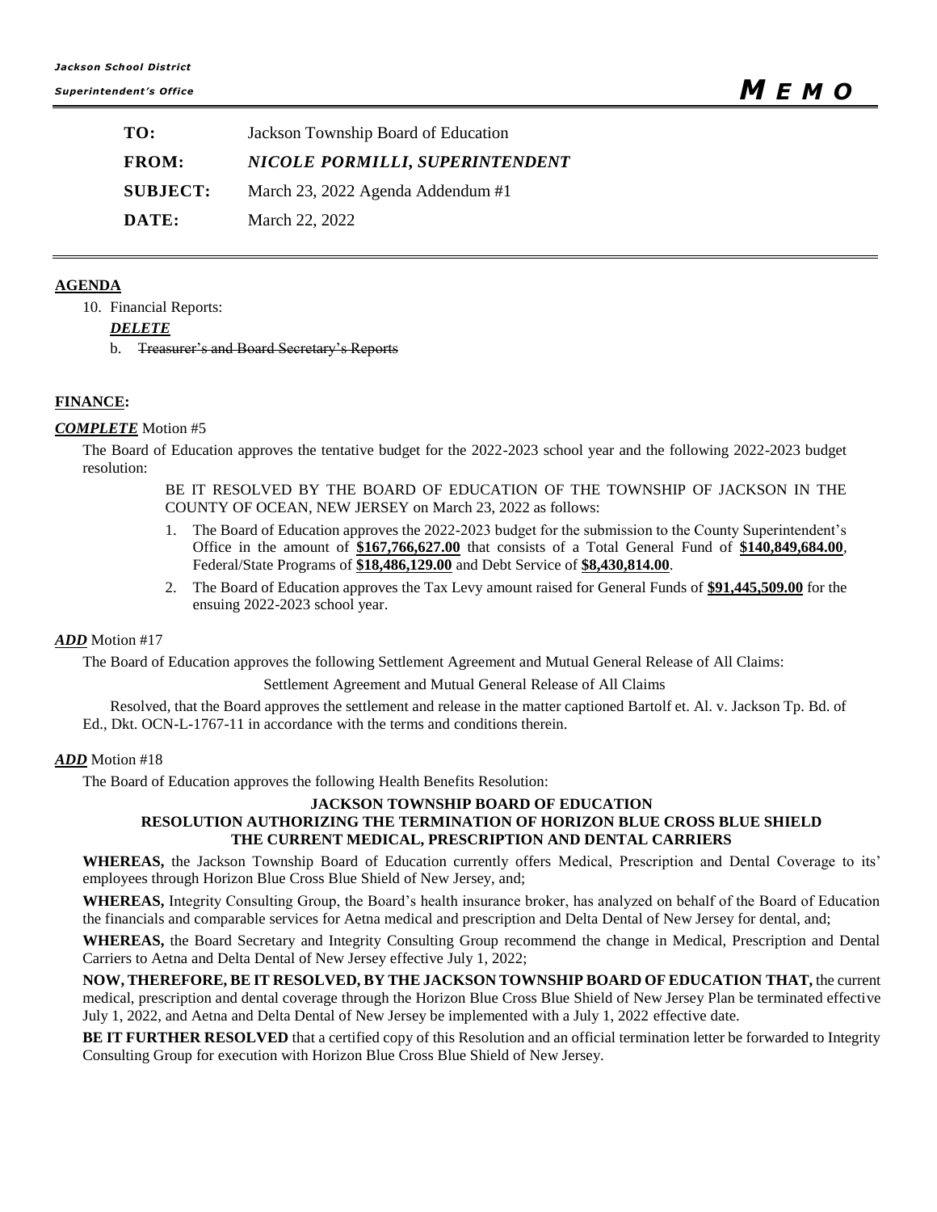*Jackson School District*

*Superintendent's Office*

# *MEMO*

| | |
|---|---|
| **TO:** | Jackson Township Board of Education |
| **FROM:** | ***NICOLE PORMILLI, SUPERINTENDENT*** |
| **SUBJECT:** | March 23, 2022 Agenda Addendum #1 |
| **DATE:** | March 22, 2022 |

---

**AGENDA**

10. Financial Reports:

***DELETE***

b. ~~Treasurer's and Board Secretary's Reports~~

**FINANCE:**

***COMPLETE*** Motion #5

The Board of Education approves the tentative budget for the 2022-2023 school year and the following 2022-2023 budget resolution:

BE IT RESOLVED BY THE BOARD OF EDUCATION OF THE TOWNSHIP OF JACKSON IN THE COUNTY OF OCEAN, NEW JERSEY on March 23, 2022 as follows:

1. The Board of Education approves the 2022-2023 budget for the submission to the County Superintendent's Office in the amount of **$167,766,627.00** that consists of a Total General Fund of **$140,849,684.00**, Federal/State Programs of **$18,486,129.00** and Debt Service of **$8,430,814.00**.
2. The Board of Education approves the Tax Levy amount raised for General Funds of **$91,445,509.00** for the ensuing 2022-2023 school year.

***ADD*** Motion #17

The Board of Education approves the following Settlement Agreement and Mutual General Release of All Claims:

Settlement Agreement and Mutual General Release of All Claims

Resolved, that the Board approves the settlement and release in the matter captioned Bartolf et. Al. v. Jackson Tp. Bd. of Ed., Dkt. OCN-L-1767-11 in accordance with the terms and conditions therein.

***ADD*** Motion #18

The Board of Education approves the following Health Benefits Resolution:

**JACKSON TOWNSHIP BOARD OF EDUCATION**
**RESOLUTION AUTHORIZING THE TERMINATION OF HORIZON BLUE CROSS BLUE SHIELD**
**THE CURRENT MEDICAL, PRESCRIPTION AND DENTAL CARRIERS**

**WHEREAS,** the Jackson Township Board of Education currently offers Medical, Prescription and Dental Coverage to its' employees through Horizon Blue Cross Blue Shield of New Jersey, and;

**WHEREAS,** Integrity Consulting Group, the Board's health insurance broker, has analyzed on behalf of the Board of Education the financials and comparable services for Aetna medical and prescription and Delta Dental of New Jersey for dental, and;

**WHEREAS,** the Board Secretary and Integrity Consulting Group recommend the change in Medical, Prescription and Dental Carriers to Aetna and Delta Dental of New Jersey effective July 1, 2022;

**NOW, THEREFORE, BE IT RESOLVED, BY THE JACKSON TOWNSHIP BOARD OF EDUCATION THAT,** the current medical, prescription and dental coverage through the Horizon Blue Cross Blue Shield of New Jersey Plan be terminated effective July 1, 2022, and Aetna and Delta Dental of New Jersey be implemented with a July 1, 2022 effective date.

**BE IT FURTHER RESOLVED** that a certified copy of this Resolution and an official termination letter be forwarded to Integrity Consulting Group for execution with Horizon Blue Cross Blue Shield of New Jersey.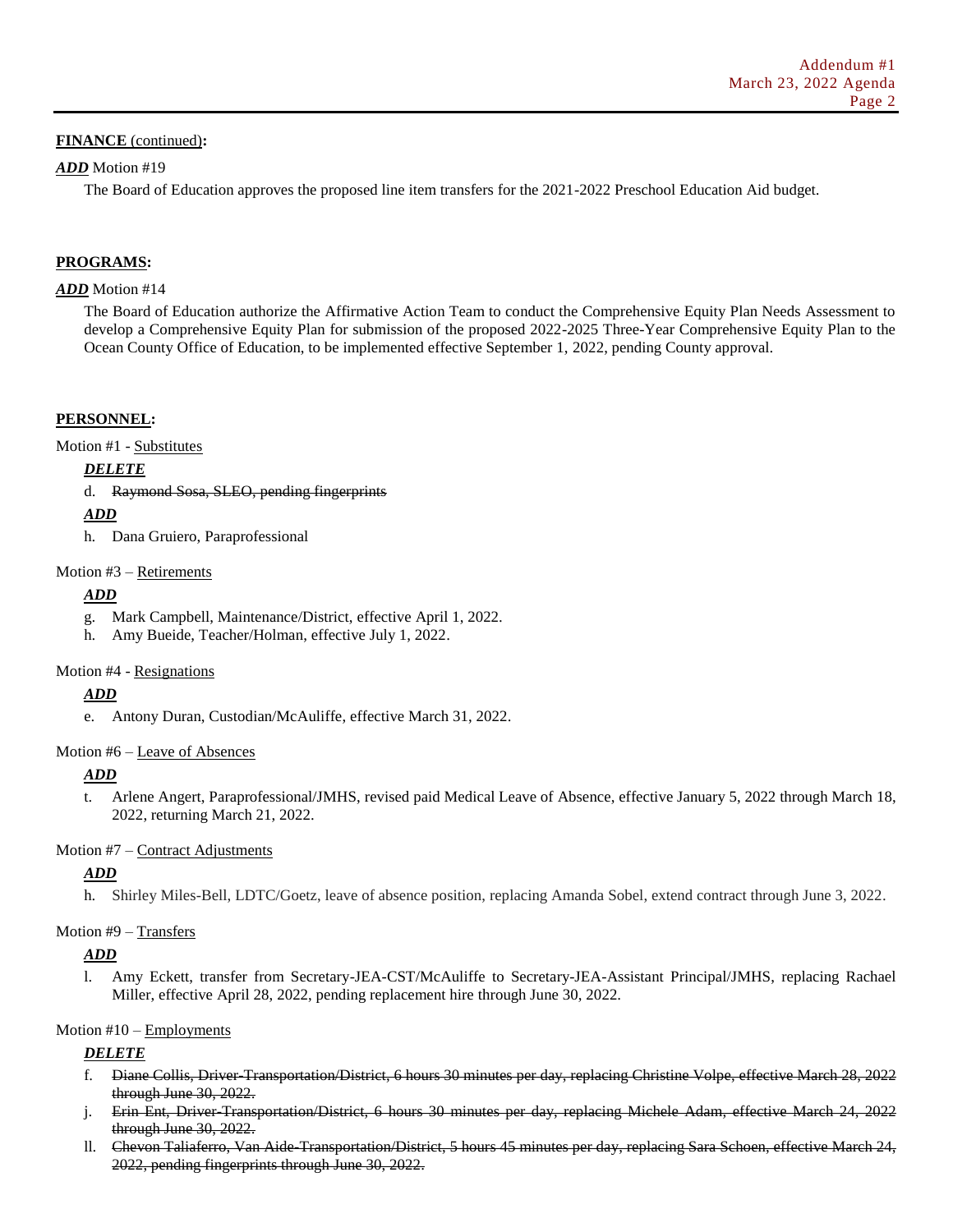**FINANCE** (continued)**:**

***ADD*** Motion #19

The Board of Education approves the proposed line item transfers for the 2021-2022 Preschool Education Aid budget.

**PROGRAMS:**

***ADD*** Motion #14

The Board of Education authorize the Affirmative Action Team to conduct the Comprehensive Equity Plan Needs Assessment to develop a Comprehensive Equity Plan for submission of the proposed 2022-2025 Three-Year Comprehensive Equity Plan to the Ocean County Office of Education, to be implemented effective September 1, 2022, pending County approval.

**PERSONNEL:**

Motion #1 - Substitutes

***DELETE***

d. ~~Raymond Sosa, SLEO, pending fingerprints~~

***ADD***

h. Dana Gruiero, Paraprofessional

Motion #3 – Retirements

***ADD***

g. Mark Campbell, Maintenance/District, effective April 1, 2022.
h. Amy Bueide, Teacher/Holman, effective July 1, 2022.

Motion #4 - Resignations

***ADD***

e. Antony Duran, Custodian/McAuliffe, effective March 31, 2022.

Motion #6 – Leave of Absences

***ADD***

t. Arlene Angert, Paraprofessional/JMHS, revised paid Medical Leave of Absence, effective January 5, 2022 through March 18, 2022, returning March 21, 2022.

Motion #7 – Contract Adjustments

***ADD***

h. Shirley Miles-Bell, LDTC/Goetz, leave of absence position, replacing Amanda Sobel, extend contract through June 3, 2022.

Motion #9 – Transfers

***ADD***

l. Amy Eckett, transfer from Secretary-JEA-CST/McAuliffe to Secretary-JEA-Assistant Principal/JMHS, replacing Rachael Miller, effective April 28, 2022, pending replacement hire through June 30, 2022.

Motion #10 – Employments

***DELETE***

f. ~~Diane Collis, Driver-Transportation/District, 6 hours 30 minutes per day, replacing Christine Volpe, effective March 28, 2022 through June 30, 2022.~~
j. ~~Erin Ent, Driver-Transportation/District, 6 hours 30 minutes per day, replacing Michele Adam, effective March 24, 2022 through June 30, 2022.~~
ll. ~~Chevon Taliaferro, Van Aide-Transportation/District, 5 hours 45 minutes per day, replacing Sara Schoen, effective March 24, 2022, pending fingerprints through June 30, 2022.~~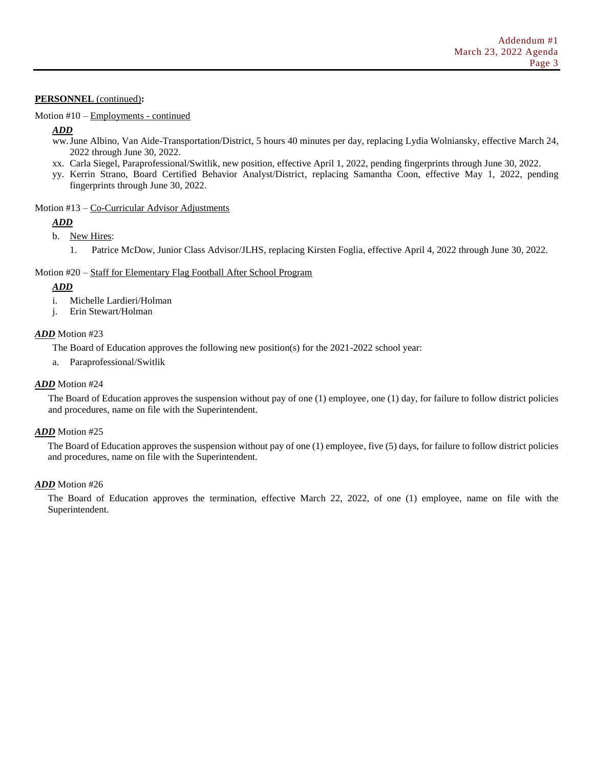**PERSONNEL** (continued)**:**

Motion #10 – Employments - continued

***ADD***

ww. June Albino, Van Aide-Transportation/District, 5 hours 40 minutes per day, replacing Lydia Wolniansky, effective March 24, 2022 through June 30, 2022.

xx. Carla Siegel, Paraprofessional/Switlik, new position, effective April 1, 2022, pending fingerprints through June 30, 2022.

yy. Kerrin Strano, Board Certified Behavior Analyst/District, replacing Samantha Coon, effective May 1, 2022, pending fingerprints through June 30, 2022.

Motion #13 – Co-Curricular Advisor Adjustments

***ADD***

b. New Hires:

1. Patrice McDow, Junior Class Advisor/JLHS, replacing Kirsten Foglia, effective April 4, 2022 through June 30, 2022.

Motion #20 – Staff for Elementary Flag Football After School Program

***ADD***

i. Michelle Lardieri/Holman

j. Erin Stewart/Holman

***ADD*** Motion #23

The Board of Education approves the following new position(s) for the 2021-2022 school year:

a. Paraprofessional/Switlik

***ADD*** Motion #24

The Board of Education approves the suspension without pay of one (1) employee, one (1) day, for failure to follow district policies and procedures, name on file with the Superintendent.

***ADD*** Motion #25

The Board of Education approves the suspension without pay of one (1) employee, five (5) days, for failure to follow district policies and procedures, name on file with the Superintendent.

***ADD*** Motion #26

The Board of Education approves the termination, effective March 22, 2022, of one (1) employee, name on file with the Superintendent.